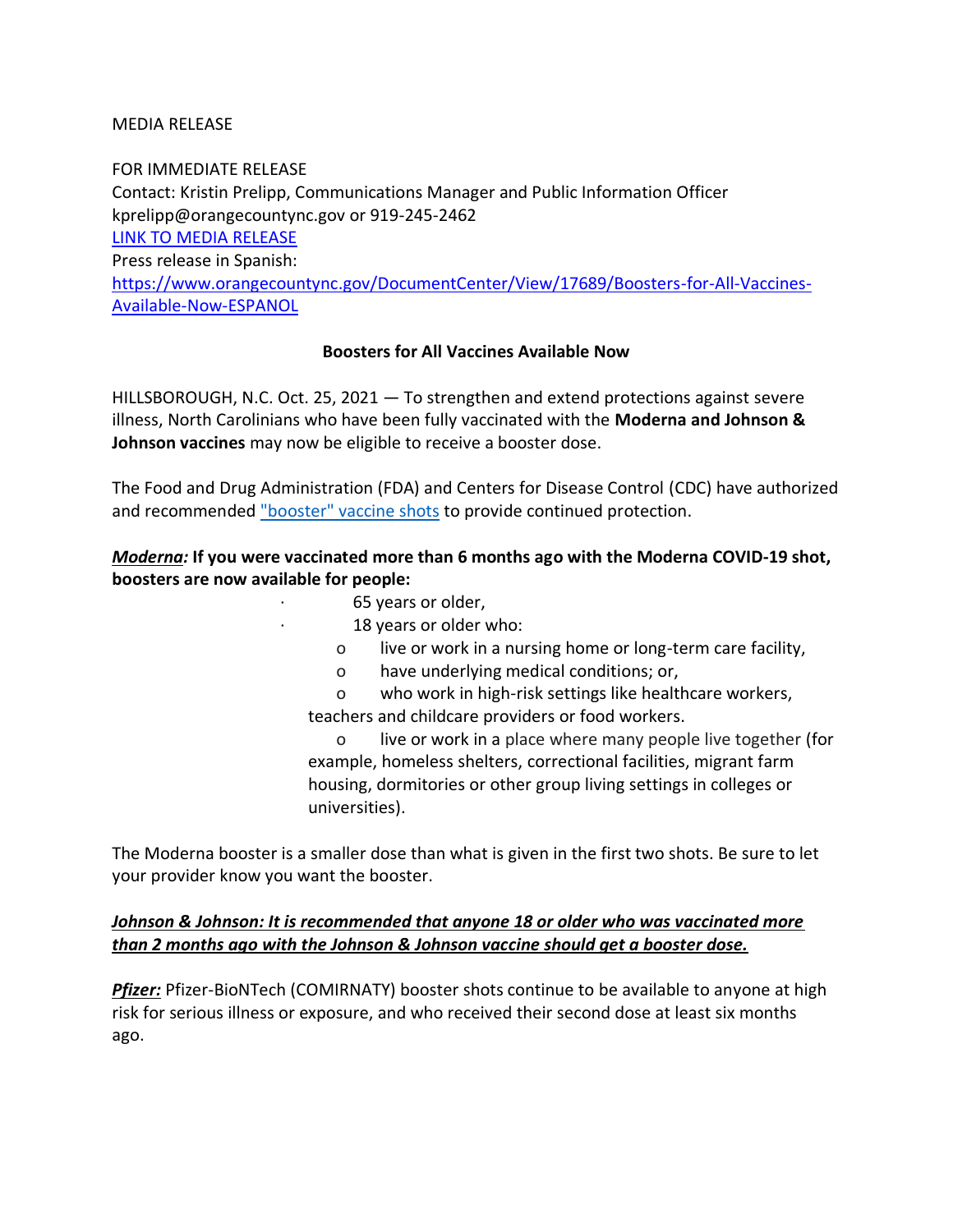MEDIA RELEASE

FOR IMMEDIATE RELEASE
Contact: Kristin Prelipp, Communications Manager and Public Information Officer
kprelipp@orangecountync.gov or 919-245-2462
LINK TO MEDIA RELEASE
Press release in Spanish:
https://www.orangecountync.gov/DocumentCenter/View/17689/Boosters-for-All-Vaccines-Available-Now-ESPANOL

**Boosters for All Vaccines Available Now**

HILLSBOROUGH, N.C. Oct. 25, 2021 — To strengthen and extend protections against severe illness, North Carolinians who have been fully vaccinated with the **Moderna and Johnson & Johnson vaccines** may now be eligible to receive a booster dose.

The Food and Drug Administration (FDA) and Centers for Disease Control (CDC) have authorized and recommended "booster" vaccine shots to provide continued protection.

***Moderna:*** **If you were vaccinated more than 6 months ago with the Moderna COVID-19 shot, boosters are now available for people:**

- 65 years or older,
- 18 years or older who:
  - live or work in a nursing home or long-term care facility,
  - have underlying medical conditions; or,
  - who work in high-risk settings like healthcare workers, teachers and childcare providers or food workers.
  - live or work in a place where many people live together (for example, homeless shelters, correctional facilities, migrant farm housing, dormitories or other group living settings in colleges or universities).

The Moderna booster is a smaller dose than what is given in the first two shots. Be sure to let your provider know you want the booster.

***Johnson & Johnson: It is recommended that anyone 18 or older who was vaccinated more than 2 months ago with the Johnson & Johnson vaccine should get a booster dose.***

***Pfizer:*** Pfizer-BioNTech (COMIRNATY) booster shots continue to be available to anyone at high risk for serious illness or exposure, and who received their second dose at least six months ago.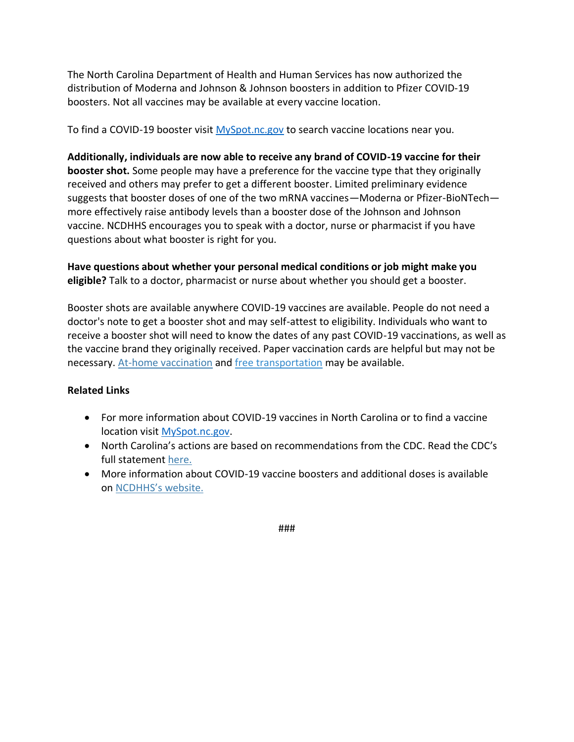The North Carolina Department of Health and Human Services has now authorized the distribution of Moderna and Johnson & Johnson boosters in addition to Pfizer COVID-19 boosters. Not all vaccines may be available at every vaccine location.

To find a COVID-19 booster visit [MySpot.nc.gov](MySpot.nc.gov) to search vaccine locations near you.

**Additionally, individuals are now able to receive any brand of COVID-19 vaccine for their booster shot.** Some people may have a preference for the vaccine type that they originally received and others may prefer to get a different booster. Limited preliminary evidence suggests that booster doses of one of the two mRNA vaccines—Moderna or Pfizer-BioNTech—more effectively raise antibody levels than a booster dose of the Johnson and Johnson vaccine. NCDHHS encourages you to speak with a doctor, nurse or pharmacist if you have questions about what booster is right for you.

**Have questions about whether your personal medical conditions or job might make you eligible?** Talk to a doctor, pharmacist or nurse about whether you should get a booster.

Booster shots are available anywhere COVID-19 vaccines are available. People do not need a doctor's note to get a booster shot and may self-attest to eligibility. Individuals who want to receive a booster shot will need to know the dates of any past COVID-19 vaccinations, as well as the vaccine brand they originally received. Paper vaccination cards are helpful but may not be necessary. At-home vaccination and free transportation may be available.

**Related Links**

- For more information about COVID-19 vaccines in North Carolina or to find a vaccine location visit [MySpot.nc.gov](MySpot.nc.gov).
- North Carolina's actions are based on recommendations from the CDC. Read the CDC's full statement here.
- More information about COVID-19 vaccine boosters and additional doses is available on NCDHHS's website.

###